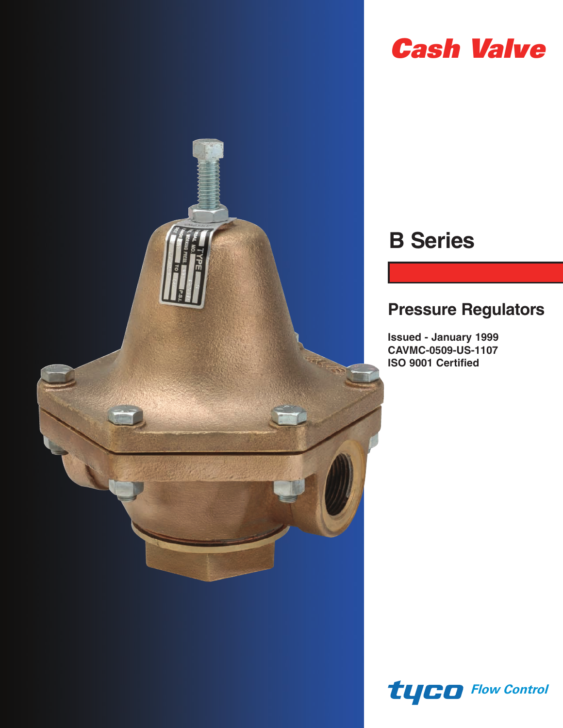# Cash Valve

# B Series

## Pressure Regulators

**Issued - January 1999**
**CAVMC-0509-US-1107**
**ISO 9001 Certified**

tyco Flow Control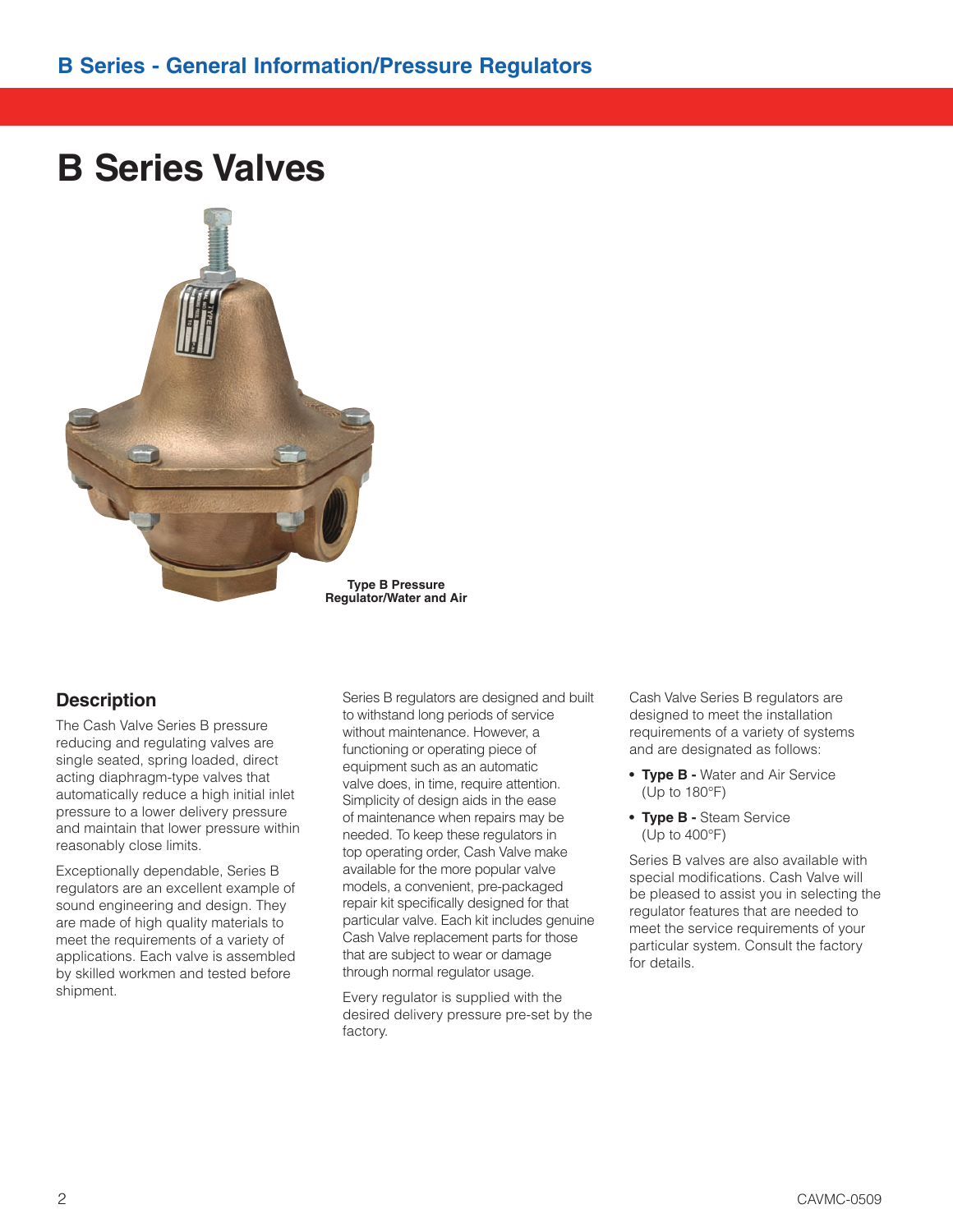# B Series Valves

Type B Pressure Regulator/Water and Air

## Description

The Cash Valve Series B pressure reducing and regulating valves are single seated, spring loaded, direct acting diaphragm-type valves that automatically reduce a high initial inlet pressure to a lower delivery pressure and maintain that lower pressure within reasonably close limits.

Exceptionally dependable, Series B regulators are an excellent example of sound engineering and design. They are made of high quality materials to meet the requirements of a variety of applications. Each valve is assembled by skilled workmen and tested before shipment.

Series B regulators are designed and built to withstand long periods of service without maintenance. However, a functioning or operating piece of equipment such as an automatic valve does, in time, require attention. Simplicity of design aids in the ease of maintenance when repairs may be needed. To keep these regulators in top operating order, Cash Valve make available for the more popular valve models, a convenient, pre-packaged repair kit specifically designed for that particular valve. Each kit includes genuine Cash Valve replacement parts for those that are subject to wear or damage through normal regulator usage.

Every regulator is supplied with the desired delivery pressure pre-set by the factory.

Cash Valve Series B regulators are designed to meet the installation requirements of a variety of systems and are designated as follows:

- **Type B -** Water and Air Service (Up to 180°F)
- **Type B -** Steam Service (Up to 400°F)

Series B valves are also available with special modifications. Cash Valve will be pleased to assist you in selecting the regulator features that are needed to meet the service requirements of your particular system. Consult the factory for details.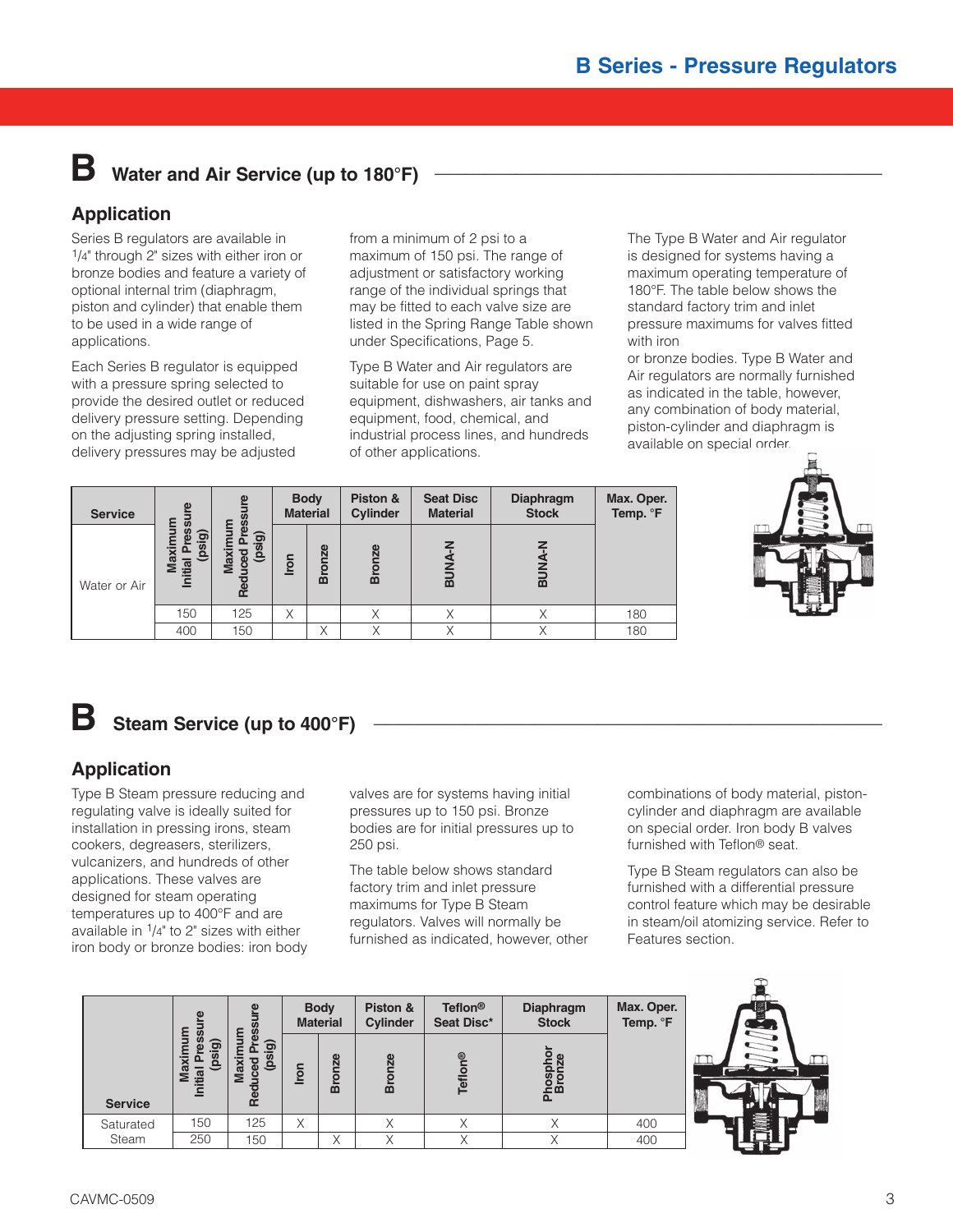# B Water and Air Service (up to 180°F)

## Application

Series B regulators are available in 1/4" through 2" sizes with either iron or bronze bodies and feature a variety of optional internal trim (diaphragm, piston and cylinder) that enable them to be used in a wide range of applications.

Each Series B regulator is equipped with a pressure spring selected to provide the desired outlet or reduced delivery pressure setting. Depending on the adjusting spring installed, delivery pressures may be adjusted from a minimum of 2 psi to a maximum of 150 psi. The range of adjustment or satisfactory working range of the individual springs that may be fitted to each valve size are listed in the Spring Range Table shown under Specifications, Page 5.

Type B Water and Air regulators are suitable for use on paint spray equipment, dishwashers, air tanks and equipment, food, chemical, and industrial process lines, and hundreds of other applications.

The Type B Water and Air regulator is designed for systems having a maximum operating temperature of 180°F. The table below shows the standard factory trim and inlet pressure maximums for valves fitted with iron or bronze bodies. Type B Water and Air regulators are normally furnished as indicated in the table, however, any combination of body material, piston-cylinder and diaphragm is available on special order.

| Service | Maximum Initial Pressure (psig) | Maximum Reduced Pressure (psig) | Body Material | | Piston & Cylinder | Seat Disc Material | Diaphragm Stock | Max. Oper. Temp. °F |
|---|---|---|---|---|---|---|---|---|
| | | | Iron | Bronze | Bronze | BUNA-N | BUNA-N | |
| Water or Air | 150 | 125 | X | | X | X | X | 180 |
| | 400 | 150 | | X | X | X | X | 180 |

# B Steam Service (up to 400°F)

## Application

Type B Steam pressure reducing and regulating valve is ideally suited for installation in pressing irons, steam cookers, degreasers, sterilizers, vulcanizers, and hundreds of other applications. These valves are designed for steam operating temperatures up to 400°F and are available in 1/4" to 2" sizes with either iron body or bronze bodies: iron body valves are for systems having initial pressures up to 150 psi. Bronze bodies are for initial pressures up to 250 psi.

The table below shows standard factory trim and inlet pressure maximums for Type B Steam regulators. Valves will normally be furnished as indicated, however, other combinations of body material, piston-cylinder and diaphragm are available on special order. Iron body B valves furnished with Teflon® seat.

Type B Steam regulators can also be furnished with a differential pressure control feature which may be desirable in steam/oil atomizing service. Refer to Features section.

| Service | Maximum Initial Pressure (psig) | Maximum Reduced Pressure (psig) | Body Material | | Piston & Cylinder | Teflon® Seat Disc* | Diaphragm Stock | Max. Oper. Temp. °F |
|---|---|---|---|---|---|---|---|---|
| | | | Iron | Bronze | Bronze | Teflon® | Phosphor Bronze | |
| Saturated Steam | 150 | 125 | X | | X | X | X | 400 |
| | 250 | 150 | | X | X | X | X | 400 |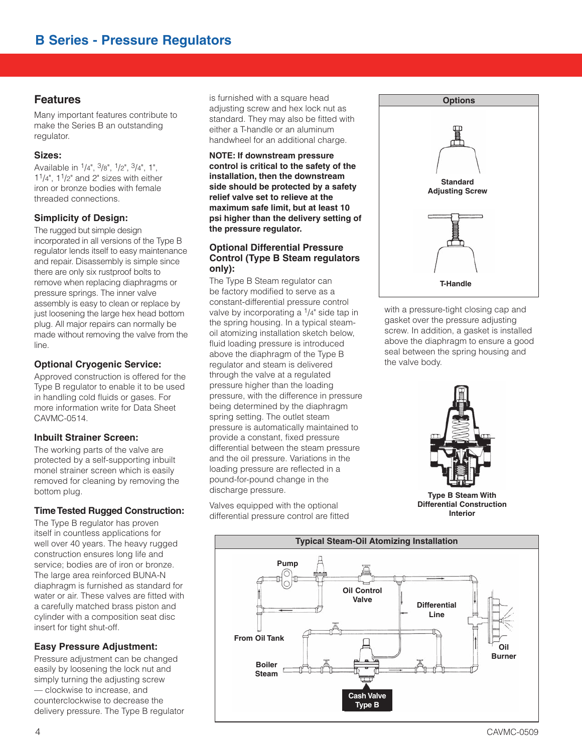# B Series - Pressure Regulators

## Features

Many important features contribute to make the Series B an outstanding regulator.

### Sizes:

Available in 1/4", 3/8", 1/2", 3/4", 1", 1 1/4", 1 1/2" and 2" sizes with either iron or bronze bodies with female threaded connections.

### Simplicity of Design:

The rugged but simple design incorporated in all versions of the Type B regulator lends itself to easy maintenance and repair. Disassembly is simple since there are only six rustproof bolts to remove when replacing diaphragms or pressure springs. The inner valve assembly is easy to clean or replace by just loosening the large hex head bottom plug. All major repairs can normally be made without removing the valve from the line.

### Optional Cryogenic Service:

Approved construction is offered for the Type B regulator to enable it to be used in handling cold fluids or gases. For more information write for Data Sheet CAVMC-0514.

### Inbuilt Strainer Screen:

The working parts of the valve are protected by a self-supporting inbuilt monel strainer screen which is easily removed for cleaning by removing the bottom plug.

### Time Tested Rugged Construction:

The Type B regulator has proven itself in countless applications for well over 40 years. The heavy rugged construction ensures long life and service; bodies are of iron or bronze. The large area reinforced BUNA-N diaphragm is furnished as standard for water or air. These valves are fitted with a carefully matched brass piston and cylinder with a composition seat disc insert for tight shut-off.

### Easy Pressure Adjustment:

Pressure adjustment can be changed easily by loosening the lock nut and simply turning the adjusting screw — clockwise to increase, and counterclockwise to decrease the delivery pressure. The Type B regulator is furnished with a square head adjusting screw and hex lock nut as standard. They may also be fitted with either a T-handle or an aluminum handwheel for an additional charge.

**NOTE: If downstream pressure control is critical to the safety of the installation, then the downstream side should be protected by a safety relief valve set to relieve at the maximum safe limit, but at least 10 psi higher than the delivery setting of the pressure regulator.**

### Optional Differential Pressure Control (Type B Steam regulators only):

The Type B Steam regulator can be factory modified to serve as a constant-differential pressure control valve by incorporating a 1/4" side tap in the spring housing. In a typical steam-oil atomizing installation sketch below, fluid loading pressure is introduced above the diaphragm of the Type B regulator and steam is delivered through the valve at a regulated pressure higher than the loading pressure, with the difference in pressure being determined by the diaphragm spring setting. The outlet steam pressure is automatically maintained to provide a constant, fixed pressure differential between the steam pressure and the oil pressure. Variations in the loading pressure are reflected in a pound-for-pound change in the discharge pressure.

Valves equipped with the optional differential pressure control are fitted with a pressure-tight closing cap and gasket over the pressure adjusting screw. In addition, a gasket is installed above the diaphragm to ensure a good seal between the spring housing and the valve body.

**Options**

Standard Adjusting Screw

T-Handle

Type B Steam With Differential Construction Interior

**Typical Steam-Oil Atomizing Installation**

Pump · Oil Control Valve · Differential Line · From Oil Tank · Oil Burner · Boiler Steam · Cash Valve Type B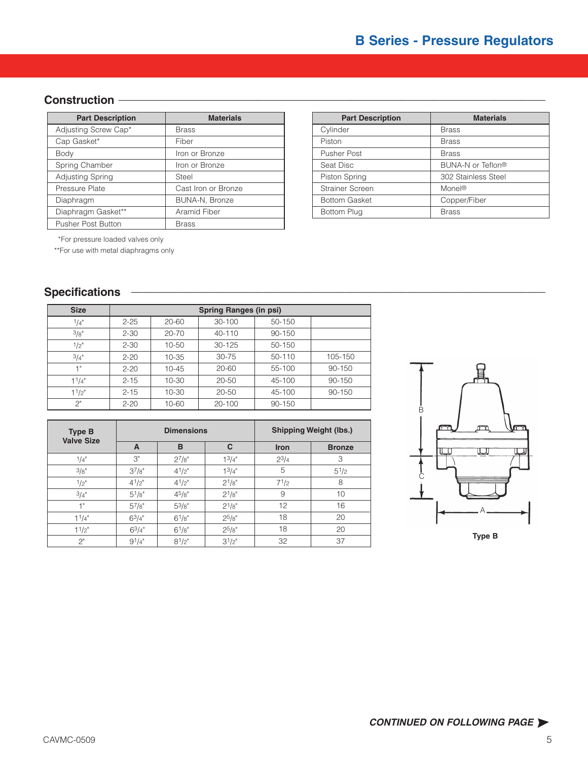# B Series - Pressure Regulators

## Construction

| Part Description | Materials |
|---|---|
| Adjusting Screw Cap* | Brass |
| Cap Gasket* | Fiber |
| Body | Iron or Bronze |
| Spring Chamber | Iron or Bronze |
| Adjusting Spring | Steel |
| Pressure Plate | Cast Iron or Bronze |
| Diaphragm | BUNA-N, Bronze |
| Diaphragm Gasket** | Aramid Fiber |
| Pusher Post Button | Brass |

| Part Description | Materials |
|---|---|
| Cylinder | Brass |
| Piston | Brass |
| Pusher Post | Brass |
| Seat Disc | BUNA-N or Teflon® |
| Piston Spring | 302 Stainless Steel |
| Strainer Screen | Monel® |
| Bottom Gasket | Copper/Fiber |
| Bottom Plug | Brass |

*For pressure loaded valves only

**For use with metal diaphragms only

## Specifications

| Size | Spring Ranges (in psi) | | | | |
|---|---|---|---|---|---|
| 1/4" | 2-25 | 20-60 | 30-100 | 50-150 | |
| 3/8" | 2-30 | 20-70 | 40-110 | 90-150 | |
| 1/2" | 2-30 | 10-50 | 30-125 | 50-150 | |
| 3/4" | 2-20 | 10-35 | 30-75 | 50-110 | 105-150 |
| 1" | 2-20 | 10-45 | 20-60 | 55-100 | 90-150 |
| 1 1/4" | 2-15 | 10-30 | 20-50 | 45-100 | 90-150 |
| 1 1/2" | 2-15 | 10-30 | 20-50 | 45-100 | 90-150 |
| 2" | 2-20 | 10-60 | 20-100 | 90-150 | |

| Type B Valve Size | Dimensions | | | Shipping Weight (lbs.) | |
|---|---|---|---|---|---|
| | A | B | C | Iron | Bronze |
| 1/4" | 3" | 2 7/8" | 1 3/4" | 2 3/4 | 3 |
| 3/8" | 3 7/8" | 4 1/2" | 1 3/4" | 5 | 5 1/2 |
| 1/2" | 4 1/2" | 4 1/2" | 2 1/8" | 7 1/2 | 8 |
| 3/4" | 5 1/8" | 4 5/8" | 2 1/8" | 9 | 10 |
| 1" | 5 7/8" | 5 3/8" | 2 1/8" | 12 | 16 |
| 1 1/4" | 6 3/4" | 6 1/8" | 2 5/8" | 18 | 20 |
| 1 1/2" | 6 3/4" | 6 1/8" | 2 5/8" | 18 | 20 |
| 2" | 9 1/4" | 8 1/2" | 3 1/2" | 32 | 37 |

Type B

***CONTINUED ON FOLLOWING PAGE ➤***

CAVMC-0509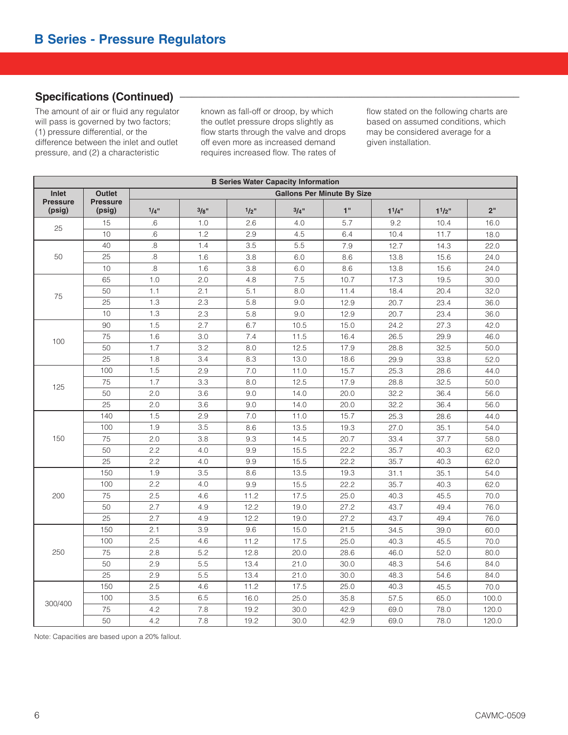# B Series - Pressure Regulators

## Specifications (Continued)

The amount of air or fluid any regulator will pass is governed by two factors; (1) pressure differential, or the difference between the inlet and outlet pressure, and (2) a characteristic known as fall-off or droop, by which the outlet pressure drops slightly as flow starts through the valve and drops off even more as increased demand requires increased flow. The rates of flow stated on the following charts are based on assumed conditions, which may be considered average for a given installation.

| B Series Water Capacity Information | | | | | | | | | |
|---|---|---|---|---|---|---|---|---|---|
| Inlet Pressure (psig) | Outlet Pressure (psig) | Gallons Per Minute By Size | | | | | | | |
| | | 1/4" | 3/8" | 1/2" | 3/4" | 1" | 1 1/4" | 1 1/2" | 2" |
| 25 | 15 | .6 | 1.0 | 2.6 | 4.0 | 5.7 | 9.2 | 10.4 | 16.0 |
| | 10 | .6 | 1.2 | 2.9 | 4.5 | 6.4 | 10.4 | 11.7 | 18.0 |
| 50 | 40 | .8 | 1.4 | 3.5 | 5.5 | 7.9 | 12.7 | 14.3 | 22.0 |
| | 25 | .8 | 1.6 | 3.8 | 6.0 | 8.6 | 13.8 | 15.6 | 24.0 |
| | 10 | .8 | 1.6 | 3.8 | 6.0 | 8.6 | 13.8 | 15.6 | 24.0 |
| 75 | 65 | 1.0 | 2.0 | 4.8 | 7.5 | 10.7 | 17.3 | 19.5 | 30.0 |
| | 50 | 1.1 | 2.1 | 5.1 | 8.0 | 11.4 | 18.4 | 20.4 | 32.0 |
| | 25 | 1.3 | 2.3 | 5.8 | 9.0 | 12.9 | 20.7 | 23.4 | 36.0 |
| | 10 | 1.3 | 2.3 | 5.8 | 9.0 | 12.9 | 20.7 | 23.4 | 36.0 |
| 100 | 90 | 1.5 | 2.7 | 6.7 | 10.5 | 15.0 | 24.2 | 27.3 | 42.0 |
| | 75 | 1.6 | 3.0 | 7.4 | 11.5 | 16.4 | 26.5 | 29.9 | 46.0 |
| | 50 | 1.7 | 3.2 | 8.0 | 12.5 | 17.9 | 28.8 | 32.5 | 50.0 |
| | 25 | 1.8 | 3.4 | 8.3 | 13.0 | 18.6 | 29.9 | 33.8 | 52.0 |
| 125 | 100 | 1.5 | 2.9 | 7.0 | 11.0 | 15.7 | 25.3 | 28.6 | 44.0 |
| | 75 | 1.7 | 3.3 | 8.0 | 12.5 | 17.9 | 28.8 | 32.5 | 50.0 |
| | 50 | 2.0 | 3.6 | 9.0 | 14.0 | 20.0 | 32.2 | 36.4 | 56.0 |
| | 25 | 2.0 | 3.6 | 9.0 | 14.0 | 20.0 | 32.2 | 36.4 | 56.0 |
| 150 | 140 | 1.5 | 2.9 | 7.0 | 11.0 | 15.7 | 25.3 | 28.6 | 44.0 |
| | 100 | 1.9 | 3.5 | 8.6 | 13.5 | 19.3 | 27.0 | 35.1 | 54.0 |
| | 75 | 2.0 | 3.8 | 9.3 | 14.5 | 20.7 | 33.4 | 37.7 | 58.0 |
| | 50 | 2.2 | 4.0 | 9.9 | 15.5 | 22.2 | 35.7 | 40.3 | 62.0 |
| | 25 | 2.2 | 4.0 | 9.9 | 15.5 | 22.2 | 35.7 | 40.3 | 62.0 |
| 200 | 150 | 1.9 | 3.5 | 8.6 | 13.5 | 19.3 | 31.1 | 35.1 | 54.0 |
| | 100 | 2.2 | 4.0 | 9.9 | 15.5 | 22.2 | 35.7 | 40.3 | 62.0 |
| | 75 | 2.5 | 4.6 | 11.2 | 17.5 | 25.0 | 40.3 | 45.5 | 70.0 |
| | 50 | 2.7 | 4.9 | 12.2 | 19.0 | 27.2 | 43.7 | 49.4 | 76.0 |
| | 25 | 2.7 | 4.9 | 12.2 | 19.0 | 27.2 | 43.7 | 49.4 | 76.0 |
| 250 | 150 | 2.1 | 3.9 | 9.6 | 15.0 | 21.5 | 34.5 | 39.0 | 60.0 |
| | 100 | 2.5 | 4.6 | 11.2 | 17.5 | 25.0 | 40.3 | 45.5 | 70.0 |
| | 75 | 2.8 | 5.2 | 12.8 | 20.0 | 28.6 | 46.0 | 52.0 | 80.0 |
| | 50 | 2.9 | 5.5 | 13.4 | 21.0 | 30.0 | 48.3 | 54.6 | 84.0 |
| | 25 | 2.9 | 5.5 | 13.4 | 21.0 | 30.0 | 48.3 | 54.6 | 84.0 |
| 300/400 | 150 | 2.5 | 4.6 | 11.2 | 17.5 | 25.0 | 40.3 | 45.5 | 70.0 |
| | 100 | 3.5 | 6.5 | 16.0 | 25.0 | 35.8 | 57.5 | 65.0 | 100.0 |
| | 75 | 4.2 | 7.8 | 19.2 | 30.0 | 42.9 | 69.0 | 78.0 | 120.0 |
| | 50 | 4.2 | 7.8 | 19.2 | 30.0 | 42.9 | 69.0 | 78.0 | 120.0 |

Note: Capacities are based upon a 20% fallout.

CAVMC-0509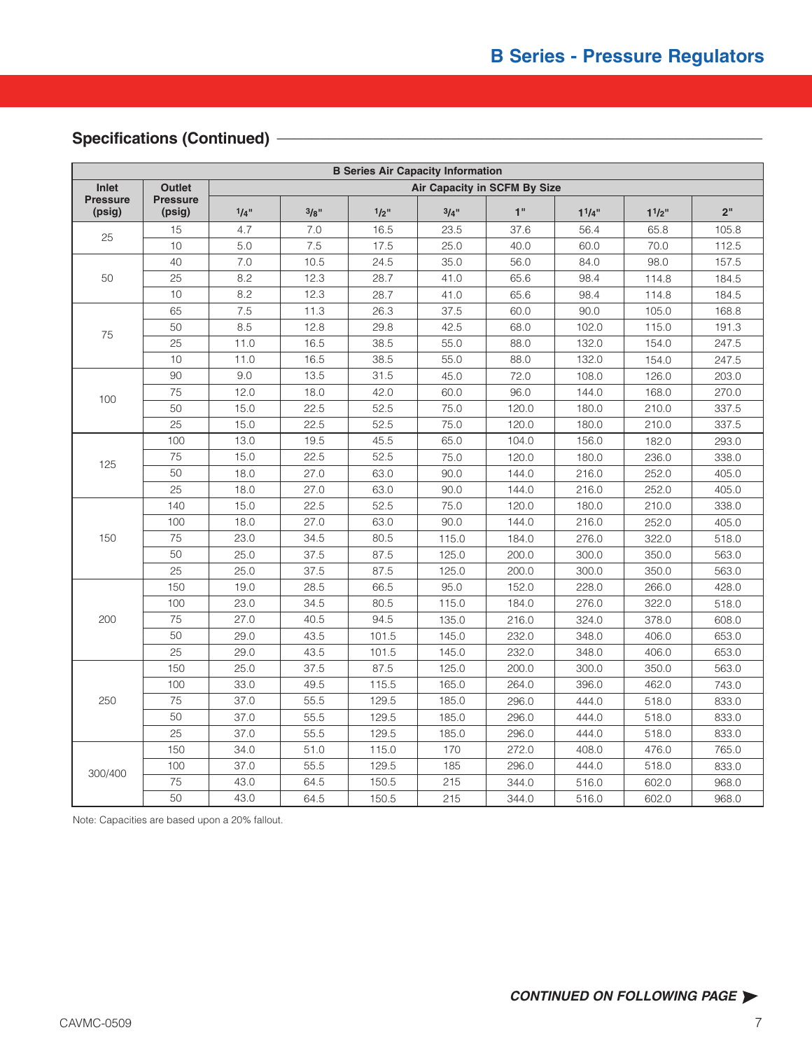## Specifications (Continued)

**B Series Air Capacity Information**

| Inlet Pressure (psig) | Outlet Pressure (psig) | Air Capacity in SCFM By Size | | | | | | | |
|---|---|---|---|---|---|---|---|---|---|
| | | 1/4" | 3/8" | 1/2" | 3/4" | 1" | 1 1/4" | 1 1/2" | 2" |
| 25 | 15 | 4.7 | 7.0 | 16.5 | 23.5 | 37.6 | 56.4 | 65.8 | 105.8 |
| | 10 | 5.0 | 7.5 | 17.5 | 25.0 | 40.0 | 60.0 | 70.0 | 112.5 |
| 50 | 40 | 7.0 | 10.5 | 24.5 | 35.0 | 56.0 | 84.0 | 98.0 | 157.5 |
| | 25 | 8.2 | 12.3 | 28.7 | 41.0 | 65.6 | 98.4 | 114.8 | 184.5 |
| | 10 | 8.2 | 12.3 | 28.7 | 41.0 | 65.6 | 98.4 | 114.8 | 184.5 |
| 75 | 65 | 7.5 | 11.3 | 26.3 | 37.5 | 60.0 | 90.0 | 105.0 | 168.8 |
| | 50 | 8.5 | 12.8 | 29.8 | 42.5 | 68.0 | 102.0 | 115.0 | 191.3 |
| | 25 | 11.0 | 16.5 | 38.5 | 55.0 | 88.0 | 132.0 | 154.0 | 247.5 |
| | 10 | 11.0 | 16.5 | 38.5 | 55.0 | 88.0 | 132.0 | 154.0 | 247.5 |
| 100 | 90 | 9.0 | 13.5 | 31.5 | 45.0 | 72.0 | 108.0 | 126.0 | 203.0 |
| | 75 | 12.0 | 18.0 | 42.0 | 60.0 | 96.0 | 144.0 | 168.0 | 270.0 |
| | 50 | 15.0 | 22.5 | 52.5 | 75.0 | 120.0 | 180.0 | 210.0 | 337.5 |
| | 25 | 15.0 | 22.5 | 52.5 | 75.0 | 120.0 | 180.0 | 210.0 | 337.5 |
| 125 | 100 | 13.0 | 19.5 | 45.5 | 65.0 | 104.0 | 156.0 | 182.0 | 293.0 |
| | 75 | 15.0 | 22.5 | 52.5 | 75.0 | 120.0 | 180.0 | 236.0 | 338.0 |
| | 50 | 18.0 | 27.0 | 63.0 | 90.0 | 144.0 | 216.0 | 252.0 | 405.0 |
| | 25 | 18.0 | 27.0 | 63.0 | 90.0 | 144.0 | 216.0 | 252.0 | 405.0 |
| 150 | 140 | 15.0 | 22.5 | 52.5 | 75.0 | 120.0 | 180.0 | 210.0 | 338.0 |
| | 100 | 18.0 | 27.0 | 63.0 | 90.0 | 144.0 | 216.0 | 252.0 | 405.0 |
| | 75 | 23.0 | 34.5 | 80.5 | 115.0 | 184.0 | 276.0 | 322.0 | 518.0 |
| | 50 | 25.0 | 37.5 | 87.5 | 125.0 | 200.0 | 300.0 | 350.0 | 563.0 |
| | 25 | 25.0 | 37.5 | 87.5 | 125.0 | 200.0 | 300.0 | 350.0 | 563.0 |
| 200 | 150 | 19.0 | 28.5 | 66.5 | 95.0 | 152.0 | 228.0 | 266.0 | 428.0 |
| | 100 | 23.0 | 34.5 | 80.5 | 115.0 | 184.0 | 276.0 | 322.0 | 518.0 |
| | 75 | 27.0 | 40.5 | 94.5 | 135.0 | 216.0 | 324.0 | 378.0 | 608.0 |
| | 50 | 29.0 | 43.5 | 101.5 | 145.0 | 232.0 | 348.0 | 406.0 | 653.0 |
| | 25 | 29.0 | 43.5 | 101.5 | 145.0 | 232.0 | 348.0 | 406.0 | 653.0 |
| 250 | 150 | 25.0 | 37.5 | 87.5 | 125.0 | 200.0 | 300.0 | 350.0 | 563.0 |
| | 100 | 33.0 | 49.5 | 115.5 | 165.0 | 264.0 | 396.0 | 462.0 | 743.0 |
| | 75 | 37.0 | 55.5 | 129.5 | 185.0 | 296.0 | 444.0 | 518.0 | 833.0 |
| | 50 | 37.0 | 55.5 | 129.5 | 185.0 | 296.0 | 444.0 | 518.0 | 833.0 |
| | 25 | 37.0 | 55.5 | 129.5 | 185.0 | 296.0 | 444.0 | 518.0 | 833.0 |
| 300/400 | 150 | 34.0 | 51.0 | 115.0 | 170 | 272.0 | 408.0 | 476.0 | 765.0 |
| | 100 | 37.0 | 55.5 | 129.5 | 185 | 296.0 | 444.0 | 518.0 | 833.0 |
| | 75 | 43.0 | 64.5 | 150.5 | 215 | 344.0 | 516.0 | 602.0 | 968.0 |
| | 50 | 43.0 | 64.5 | 150.5 | 215 | 344.0 | 516.0 | 602.0 | 968.0 |

Note: Capacities are based upon a 20% fallout.

***CONTINUED ON FOLLOWING PAGE***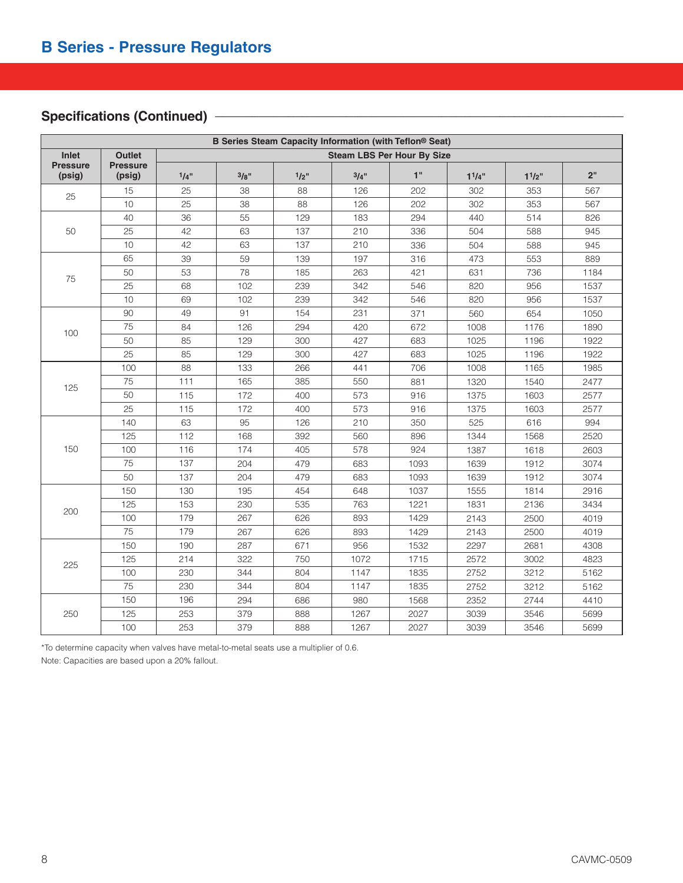## B Series - Pressure Regulators

### Specifications (Continued)

| B Series Steam Capacity Information (with Teflon® Seat) | | | | | | | | | |
|---|---|---|---|---|---|---|---|---|---|
| Inlet Pressure (psig) | Outlet Pressure (psig) | Steam LBS Per Hour By Size | | | | | | | |
| | | 1/4" | 3/8" | 1/2" | 3/4" | 1" | 1 1/4" | 1 1/2" | 2" |
| 25 | 15 | 25 | 38 | 88 | 126 | 202 | 302 | 353 | 567 |
| | 10 | 25 | 38 | 88 | 126 | 202 | 302 | 353 | 567 |
| 50 | 40 | 36 | 55 | 129 | 183 | 294 | 440 | 514 | 826 |
| | 25 | 42 | 63 | 137 | 210 | 336 | 504 | 588 | 945 |
| | 10 | 42 | 63 | 137 | 210 | 336 | 504 | 588 | 945 |
| 75 | 65 | 39 | 59 | 139 | 197 | 316 | 473 | 553 | 889 |
| | 50 | 53 | 78 | 185 | 263 | 421 | 631 | 736 | 1184 |
| | 25 | 68 | 102 | 239 | 342 | 546 | 820 | 956 | 1537 |
| | 10 | 69 | 102 | 239 | 342 | 546 | 820 | 956 | 1537 |
| 100 | 90 | 49 | 91 | 154 | 231 | 371 | 560 | 654 | 1050 |
| | 75 | 84 | 126 | 294 | 420 | 672 | 1008 | 1176 | 1890 |
| | 50 | 85 | 129 | 300 | 427 | 683 | 1025 | 1196 | 1922 |
| | 25 | 85 | 129 | 300 | 427 | 683 | 1025 | 1196 | 1922 |
| 125 | 100 | 88 | 133 | 266 | 441 | 706 | 1008 | 1165 | 1985 |
| | 75 | 111 | 165 | 385 | 550 | 881 | 1320 | 1540 | 2477 |
| | 50 | 115 | 172 | 400 | 573 | 916 | 1375 | 1603 | 2577 |
| | 25 | 115 | 172 | 400 | 573 | 916 | 1375 | 1603 | 2577 |
| 150 | 140 | 63 | 95 | 126 | 210 | 350 | 525 | 616 | 994 |
| | 125 | 112 | 168 | 392 | 560 | 896 | 1344 | 1568 | 2520 |
| | 100 | 116 | 174 | 405 | 578 | 924 | 1387 | 1618 | 2603 |
| | 75 | 137 | 204 | 479 | 683 | 1093 | 1639 | 1912 | 3074 |
| | 50 | 137 | 204 | 479 | 683 | 1093 | 1639 | 1912 | 3074 |
| 200 | 150 | 130 | 195 | 454 | 648 | 1037 | 1555 | 1814 | 2916 |
| | 125 | 153 | 230 | 535 | 763 | 1221 | 1831 | 2136 | 3434 |
| | 100 | 179 | 267 | 626 | 893 | 1429 | 2143 | 2500 | 4019 |
| | 75 | 179 | 267 | 626 | 893 | 1429 | 2143 | 2500 | 4019 |
| 225 | 150 | 190 | 287 | 671 | 956 | 1532 | 2297 | 2681 | 4308 |
| | 125 | 214 | 322 | 750 | 1072 | 1715 | 2572 | 3002 | 4823 |
| | 100 | 230 | 344 | 804 | 1147 | 1835 | 2752 | 3212 | 5162 |
| | 75 | 230 | 344 | 804 | 1147 | 1835 | 2752 | 3212 | 5162 |
| 250 | 150 | 196 | 294 | 686 | 980 | 1568 | 2352 | 2744 | 4410 |
| | 125 | 253 | 379 | 888 | 1267 | 2027 | 3039 | 3546 | 5699 |
| | 100 | 253 | 379 | 888 | 1267 | 2027 | 3039 | 3546 | 5699 |

*To determine capacity when valves have metal-to-metal seats use a multiplier of 0.6.

Note: Capacities are based upon a 20% fallout.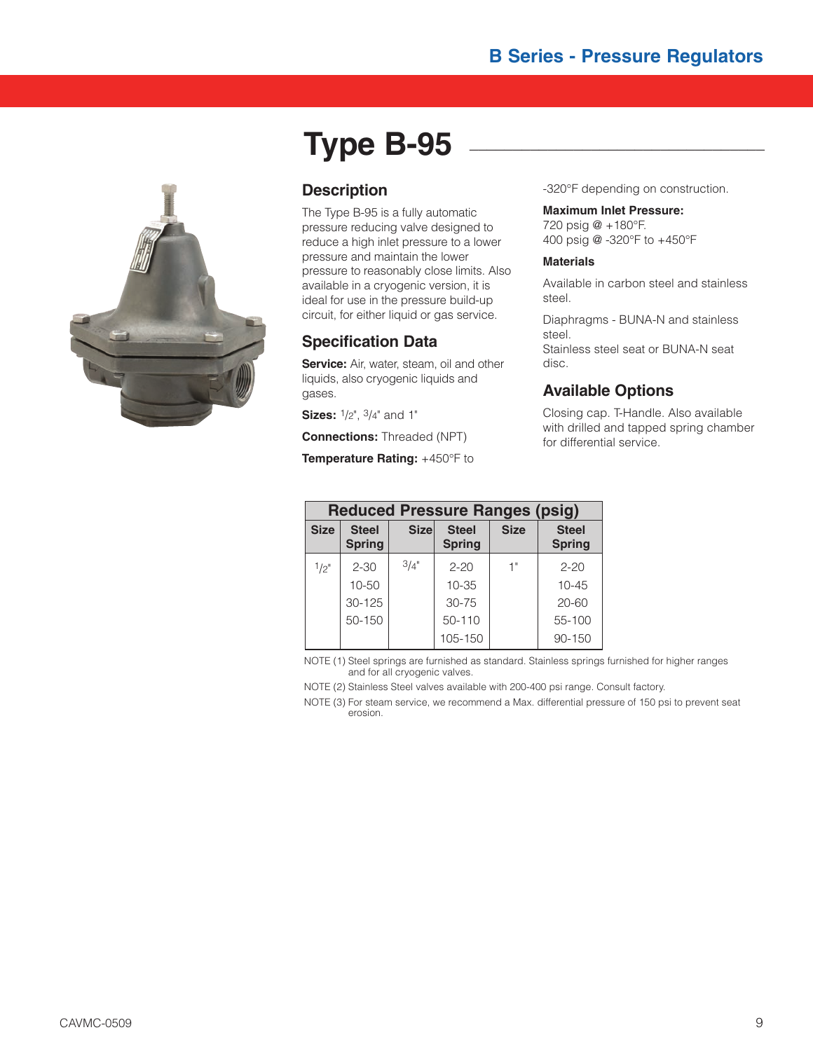# Type B-95

## Description

The Type B-95 is a fully automatic pressure reducing valve designed to reduce a high inlet pressure to a lower pressure and maintain the lower pressure to reasonably close limits. Also available in a cryogenic version, it is ideal for use in the pressure build-up circuit, for either liquid or gas service.

## Specification Data

**Service:** Air, water, steam, oil and other liquids, also cryogenic liquids and gases.

**Sizes:** 1/2", 3/4" and 1"

**Connections:** Threaded (NPT)

**Temperature Rating:** +450°F to -320°F depending on construction.

**Maximum Inlet Pressure:**
720 psig @ +180°F.
400 psig @ -320°F to +450°F

**Materials**

Available in carbon steel and stainless steel.

Diaphragms - BUNA-N and stainless steel.
Stainless steel seat or BUNA-N seat disc.

## Available Options

Closing cap. T-Handle. Also available with drilled and tapped spring chamber for differential service.

| Reduced Pressure Ranges (psig) | | | | | |
|---|---|---|---|---|---|
| Size | Steel Spring | Size | Steel Spring | Size | Steel Spring |
| 1/2" | 2-30 | 3/4" | 2-20 | 1" | 2-20 |
| | 10-50 | | 10-35 | | 10-45 |
| | 30-125 | | 30-75 | | 20-60 |
| | 50-150 | | 50-110 | | 55-100 |
| | | | 105-150 | | 90-150 |

NOTE (1) Steel springs are furnished as standard. Stainless springs furnished for higher ranges and for all cryogenic valves.

NOTE (2) Stainless Steel valves available with 200-400 psi range. Consult factory.

NOTE (3) For steam service, we recommend a Max. differential pressure of 150 psi to prevent seat erosion.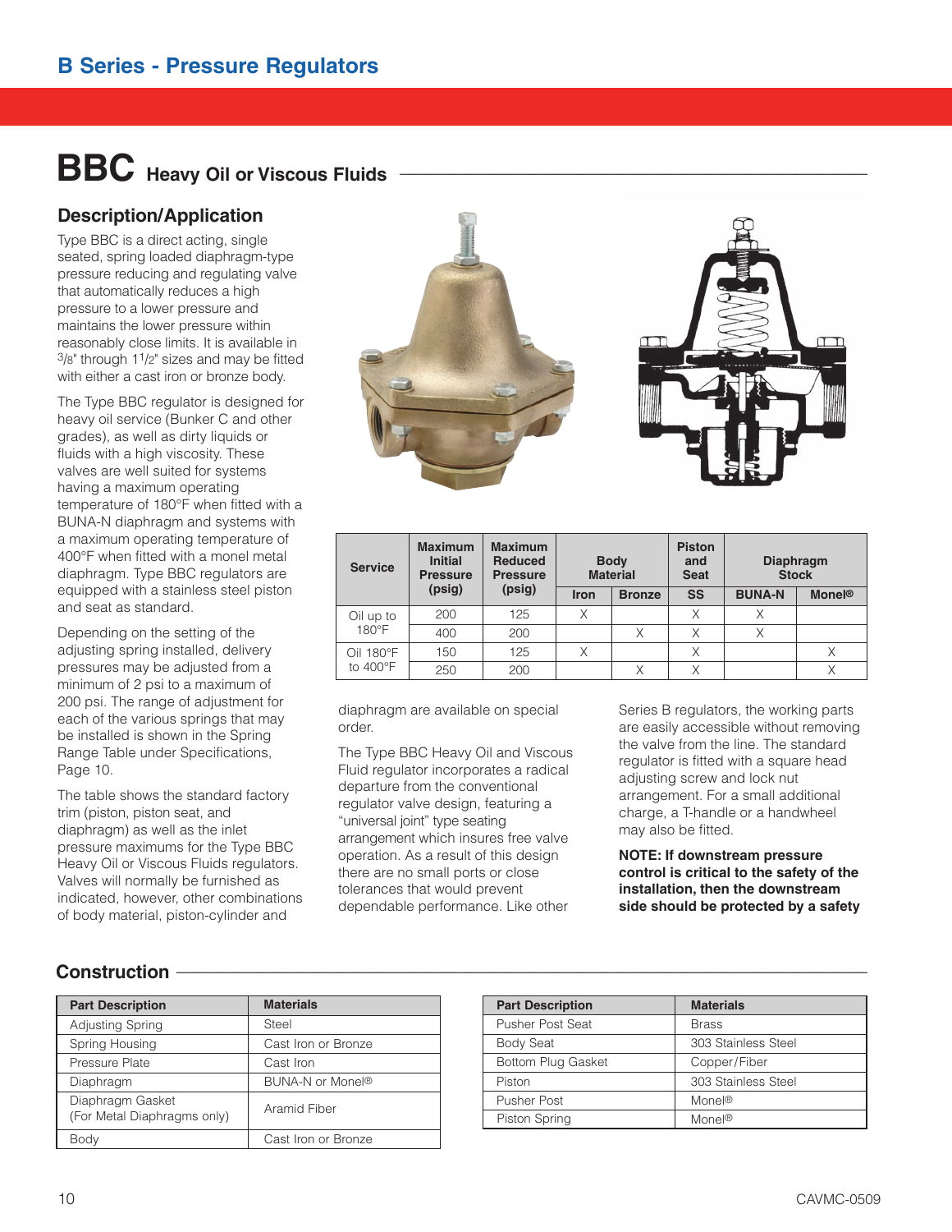# B Series - Pressure Regulators

## BBC Heavy Oil or Viscous Fluids

### Description/Application

Type BBC is a direct acting, single seated, spring loaded diaphragm-type pressure reducing and regulating valve that automatically reduces a high pressure to a lower pressure and maintains the lower pressure within reasonably close limits. It is available in 3/8" through 1 1/2" sizes and may be fitted with either a cast iron or bronze body.

The Type BBC regulator is designed for heavy oil service (Bunker C and other grades), as well as dirty liquids or fluids with a high viscosity. These valves are well suited for systems having a maximum operating temperature of 180°F when fitted with a BUNA-N diaphragm and systems with a maximum operating temperature of 400°F when fitted with a monel metal diaphragm. Type BBC regulators are equipped with a stainless steel piston and seat as standard.

Depending on the setting of the adjusting spring installed, delivery pressures may be adjusted from a minimum of 2 psi to a maximum of 200 psi. The range of adjustment for each of the various springs that may be installed is shown in the Spring Range Table under Specifications, Page 10.

The table shows the standard factory trim (piston, piston seat, and diaphragm) as well as the inlet pressure maximums for the Type BBC Heavy Oil or Viscous Fluids regulators. Valves will normally be furnished as indicated, however, other combinations of body material, piston-cylinder and diaphragm are available on special order.

The Type BBC Heavy Oil and Viscous Fluid regulator incorporates a radical departure from the conventional regulator valve design, featuring a "universal joint" type seating arrangement which insures free valve operation. As a result of this design there are no small ports or close tolerances that would prevent dependable performance. Like other Series B regulators, the working parts are easily accessible without removing the valve from the line. The standard regulator is fitted with a square head adjusting screw and lock nut arrangement. For a small additional charge, a T-handle or a handwheel may also be fitted.

**NOTE: If downstream pressure control is critical to the safety of the installation, then the downstream side should be protected by a safety**

| Service | Maximum Initial Pressure (psig) | Maximum Reduced Pressure (psig) | Body Material | | Piston and Seat | Diaphragm Stock | |
|---|---|---|---|---|---|---|---|
| | | | Iron | Bronze | SS | BUNA-N | Monel® |
| Oil up to 180°F | 200 | 125 | X | | X | X | |
| | 400 | 200 | | X | X | X | |
| Oil 180°F to 400°F | 150 | 125 | X | | X | | X |
| | 250 | 200 | | X | X | | X |

### Construction

| Part Description | Materials |
|---|---|
| Adjusting Spring | Steel |
| Spring Housing | Cast Iron or Bronze |
| Pressure Plate | Cast Iron |
| Diaphragm | BUNA-N or Monel® |
| Diaphragm Gasket (For Metal Diaphragms only) | Aramid Fiber |
| Body | Cast Iron or Bronze |

| Part Description | Materials |
|---|---|
| Pusher Post Seat | Brass |
| Body Seat | 303 Stainless Steel |
| Bottom Plug Gasket | Copper/Fiber |
| Piston | 303 Stainless Steel |
| Pusher Post | Monel® |
| Piston Spring | Monel® |

CAVMC-0509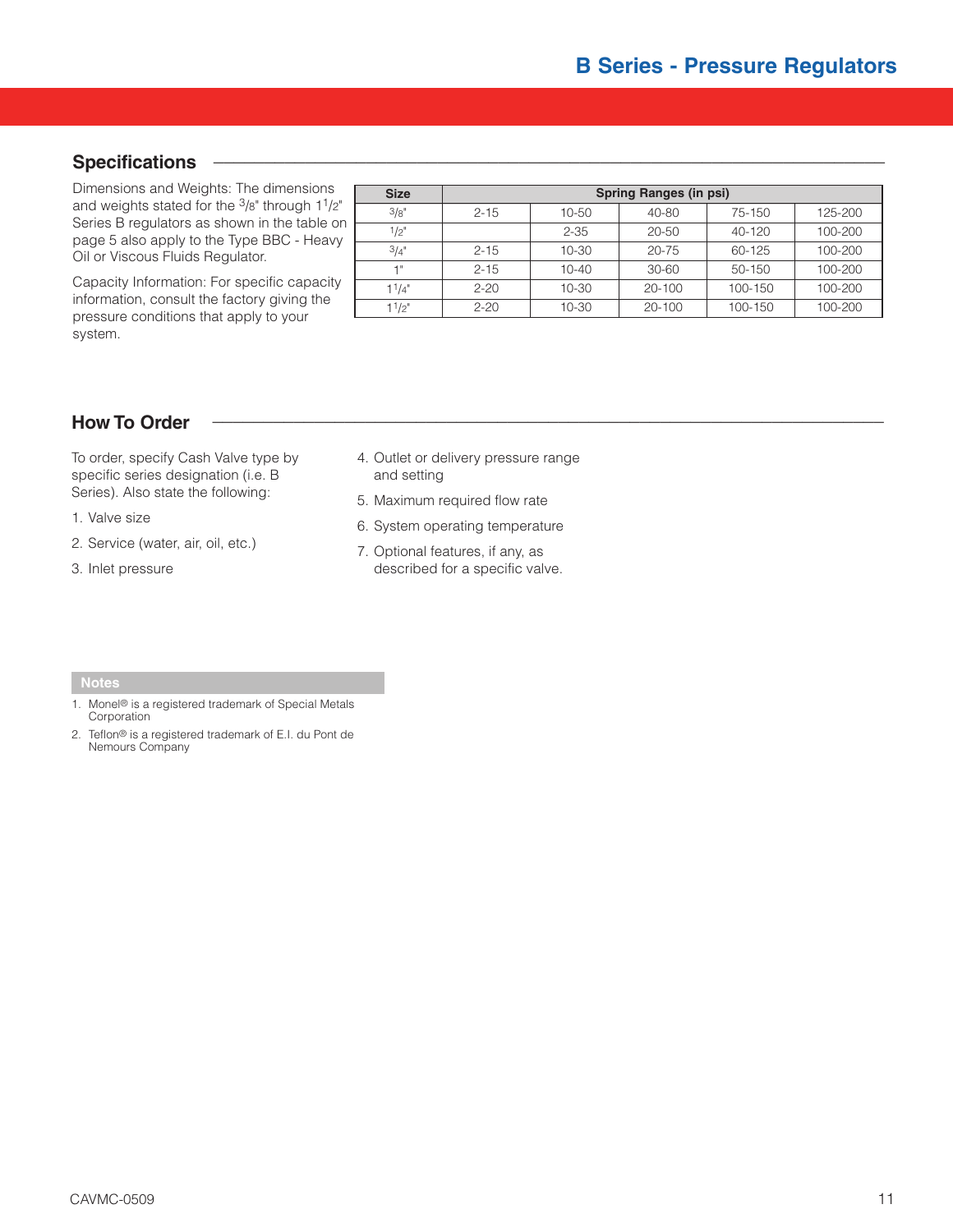## Specifications

Dimensions and Weights: The dimensions and weights stated for the 3/8" through 1 1/2" Series B regulators as shown in the table on page 5 also apply to the Type BBC - Heavy Oil or Viscous Fluids Regulator.

Capacity Information: For specific capacity information, consult the factory giving the pressure conditions that apply to your system.

| Size | Spring Ranges (in psi) | | | | |
|---|---|---|---|---|---|
| 3/8" | 2-15 | 10-50 | 40-80 | 75-150 | 125-200 |
| 1/2" | | 2-35 | 20-50 | 40-120 | 100-200 |
| 3/4" | 2-15 | 10-30 | 20-75 | 60-125 | 100-200 |
| 1" | 2-15 | 10-40 | 30-60 | 50-150 | 100-200 |
| 1 1/4" | 2-20 | 10-30 | 20-100 | 100-150 | 100-200 |
| 1 1/2" | 2-20 | 10-30 | 20-100 | 100-150 | 100-200 |

## How To Order

To order, specify Cash Valve type by specific series designation (i.e. B Series). Also state the following:

1. Valve size
2. Service (water, air, oil, etc.)
3. Inlet pressure
4. Outlet or delivery pressure range and setting
5. Maximum required flow rate
6. System operating temperature
7. Optional features, if any, as described for a specific valve.

**Notes**

1. Monel® is a registered trademark of Special Metals Corporation
2. Teflon® is a registered trademark of E.I. du Pont de Nemours Company

CAVMC-0509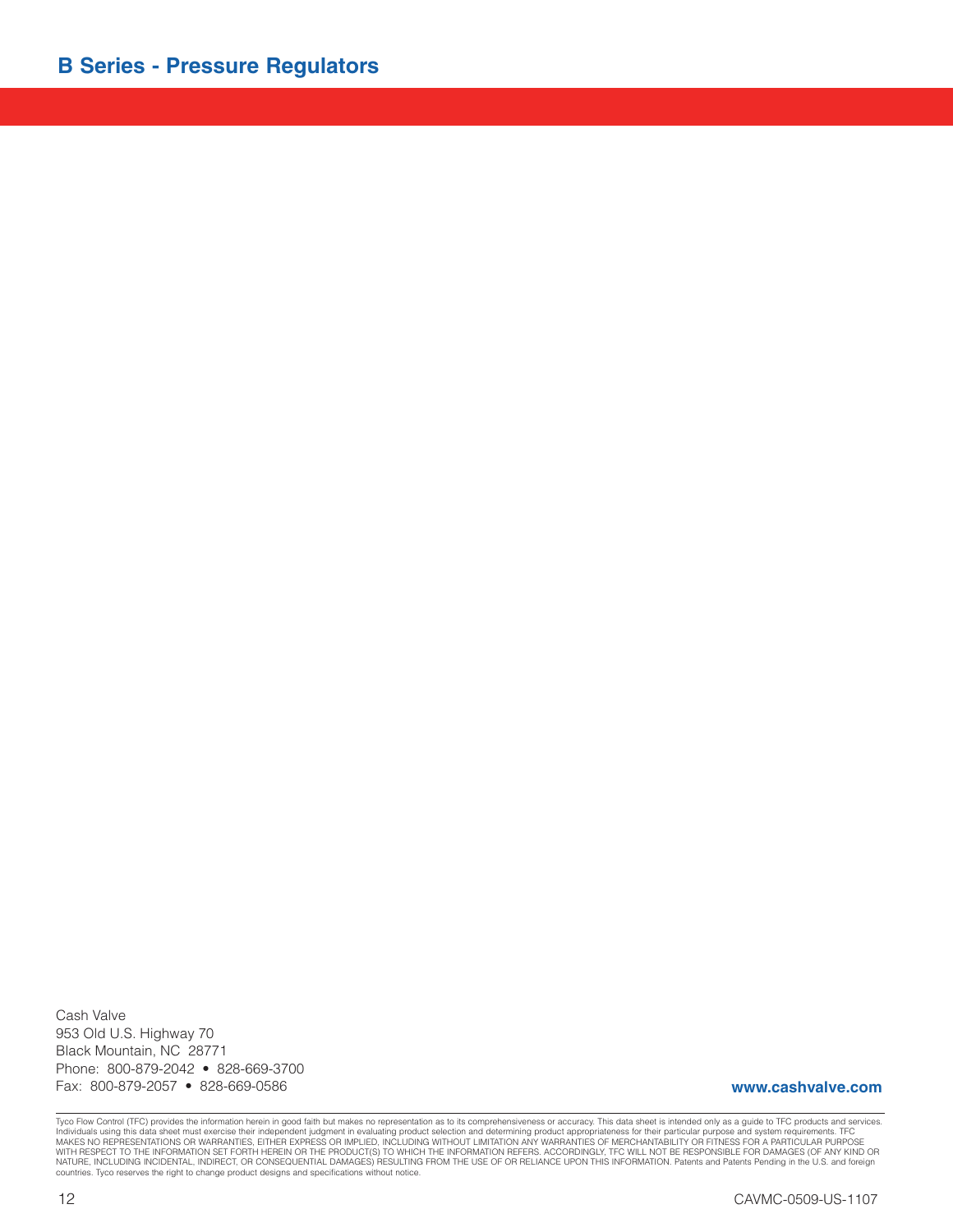Cash Valve
953 Old U.S. Highway 70
Black Mountain, NC 28771
Phone: 800-879-2042 • 828-669-3700
Fax: 800-879-2057 • 828-669-0586

**www.cashvalve.com**

Tyco Flow Control (TFC) provides the information herein in good faith but makes no representation as to its comprehensiveness or accuracy. This data sheet is intended only as a guide to TFC products and services. Individuals using this data sheet must exercise their independent judgment in evaluating product selection and determining product appropriateness for their particular purpose and system requirements. TFC MAKES NO REPRESENTATIONS OR WARRANTIES, EITHER EXPRESS OR IMPLIED, INCLUDING WITHOUT LIMITATION ANY WARRANTIES OF MERCHANTABILITY OR FITNESS FOR A PARTICULAR PURPOSE WITH RESPECT TO THE INFORMATION SET FORTH HEREIN OR THE PRODUCT(S) TO WHICH THE INFORMATION REFERS. ACCORDINGLY, TFC WILL NOT BE RESPONSIBLE FOR DAMAGES (OF ANY KIND OR NATURE, INCLUDING INCIDENTAL, INDIRECT, OR CONSEQUENTIAL DAMAGES) RESULTING FROM THE USE OF OR RELIANCE UPON THIS INFORMATION. Patents and Patents Pending in the U.S. and foreign countries. Tyco reserves the right to change product designs and specifications without notice.

CAVMC-0509-US-1107